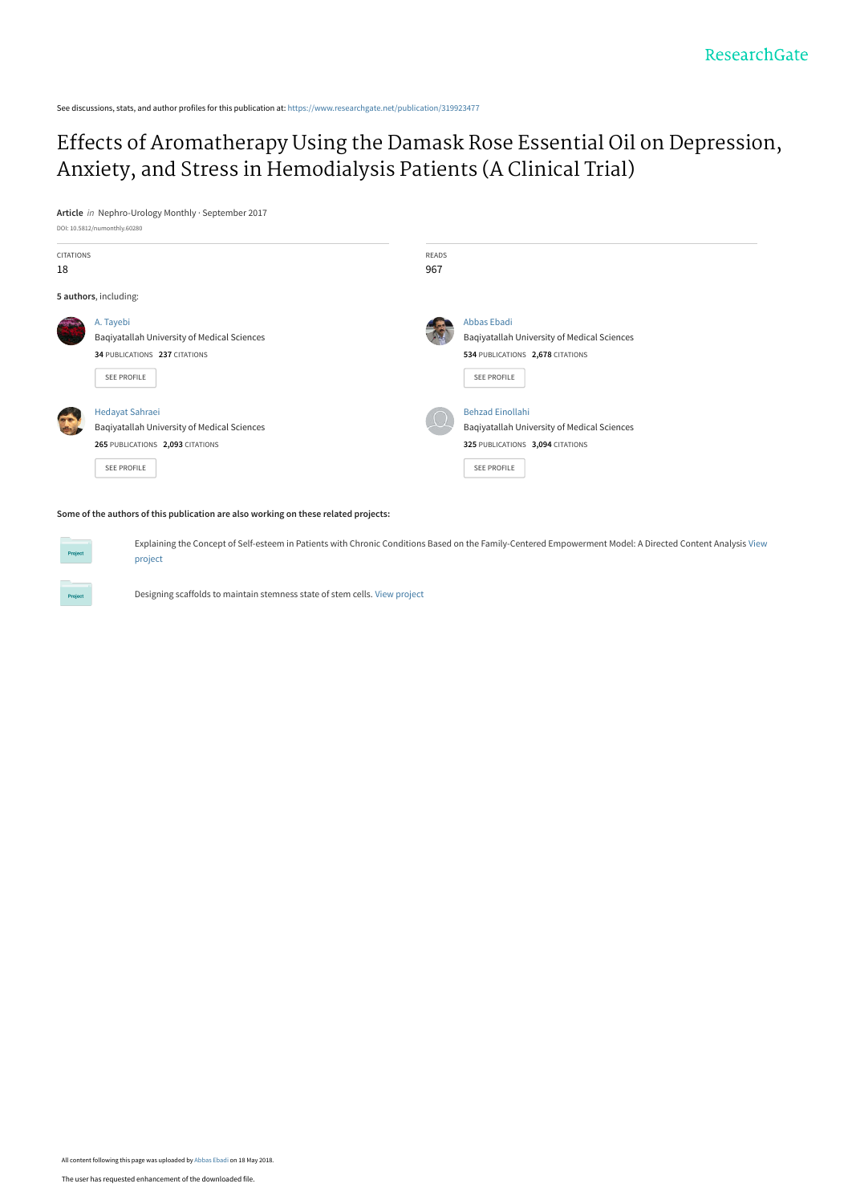See discussions, stats, and author profiles for this publication at: https://www.researchgate.net/publication/319923477

# Effects of Aromatherapy Using the Damask Rose Essential Oil on Depression, Anxiety, and Stress in Hemodialysis Patients (A Clinical Trial)

**Article** *in* Nephro-Urology Monthly · September 2017

DOI: 10.5812/numonthly.60280

| CITATIONS | READS |
|---|---|
| 18 | 967 |

**5 authors**, including:

A. Tayebi
Baqiyatallah University of Medical Sciences
**34** PUBLICATIONS **237** CITATIONS
SEE PROFILE

Abbas Ebadi
Baqiyatallah University of Medical Sciences
**534** PUBLICATIONS **2,678** CITATIONS
SEE PROFILE

Hedayat Sahraei
Baqiyatallah University of Medical Sciences
**265** PUBLICATIONS **2,093** CITATIONS
SEE PROFILE

Behzad Einollahi
Baqiyatallah University of Medical Sciences
**325** PUBLICATIONS **3,094** CITATIONS
SEE PROFILE

**Some of the authors of this publication are also working on these related projects:**

Project: Explaining the Concept of Self-esteem in Patients with Chronic Conditions Based on the Family-Centered Empowerment Model: A Directed Content Analysis View project

Project: Designing scaffolds to maintain stemness state of stem cells. View project

All content following this page was uploaded by Abbas Ebadi on 18 May 2018.

The user has requested enhancement of the downloaded file.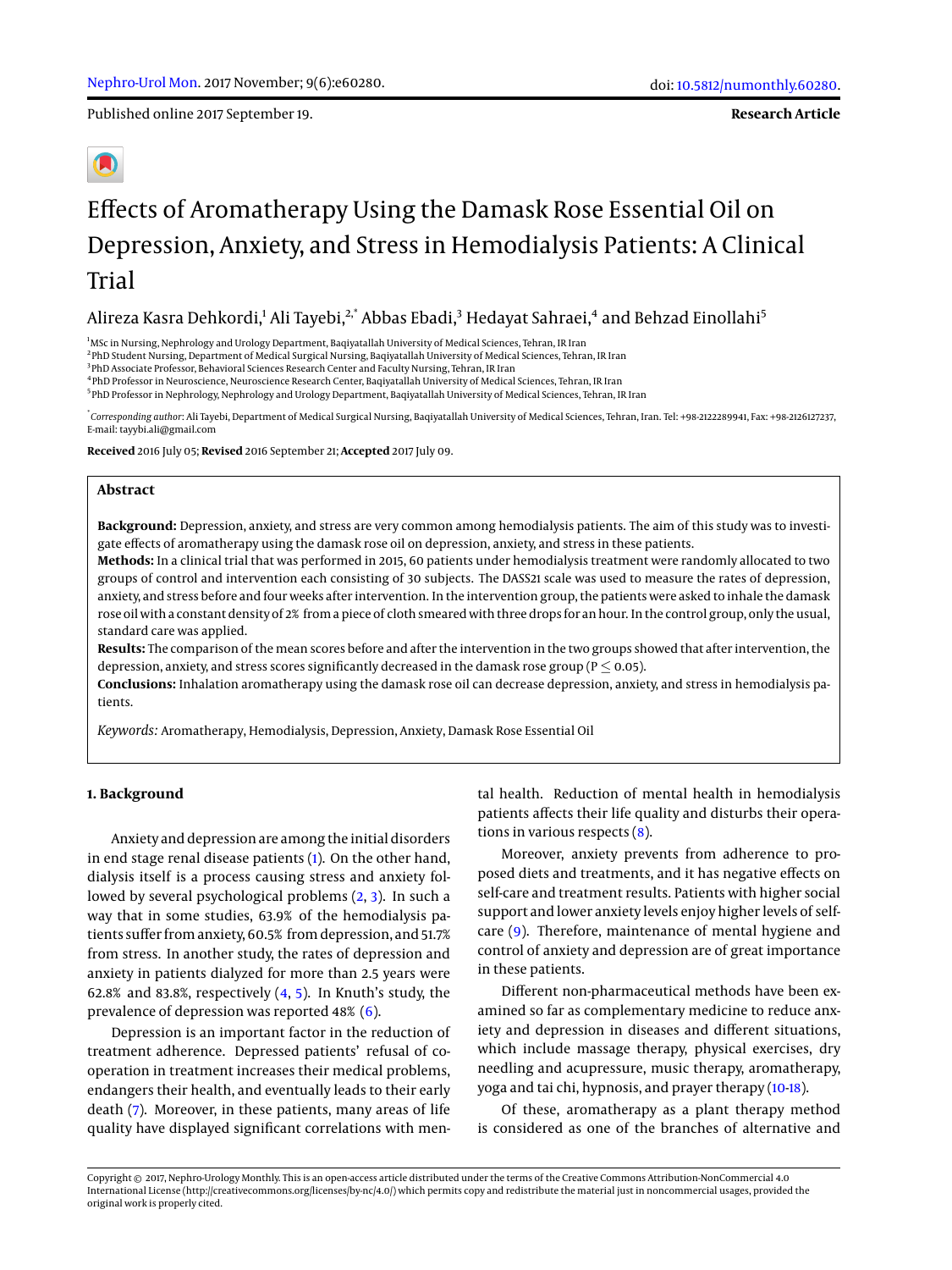# Effects of Aromatherapy Using the Damask Rose Essential Oil on Depression, Anxiety, and Stress in Hemodialysis Patients: A Clinical Trial

Alireza Kasra Dehkordi,[1] Ali Tayebi,[2,*] Abbas Ebadi,[3] Hedayat Sahraei,[4] and Behzad Einollahi[5]

[1]MSc in Nursing, Nephrology and Urology Department, Baqiyatallah University of Medical Sciences, Tehran, IR Iran
[2]PhD Student Nursing, Department of Medical Surgical Nursing, Baqiyatallah University of Medical Sciences, Tehran, IR Iran
[3]PhD Associate Professor, Behavioral Sciences Research Center and Faculty Nursing, Tehran, IR Iran
[4]PhD Professor in Neuroscience, Neuroscience Research Center, Baqiyatallah University of Medical Sciences, Tehran, IR Iran
[5]PhD Professor in Nephrology, Nephrology and Urology Department, Baqiyatallah University of Medical Sciences, Tehran, IR Iran

[*]*Corresponding author*: Ali Tayebi, Department of Medical Surgical Nursing, Baqiyatallah University of Medical Sciences, Tehran, Iran. Tel: +98-2122289941, Fax: +98-2126127237, E-mail: tayybi.ali@gmail.com

**Received** 2016 July 05; **Revised** 2016 September 21; **Accepted** 2017 July 09.

## Abstract

**Background:** Depression, anxiety, and stress are very common among hemodialysis patients. The aim of this study was to investigate effects of aromatherapy using the damask rose oil on depression, anxiety, and stress in these patients.

**Methods:** In a clinical trial that was performed in 2015, 60 patients under hemodialysis treatment were randomly allocated to two groups of control and intervention each consisting of 30 subjects. The DASS21 scale was used to measure the rates of depression, anxiety, and stress before and four weeks after intervention. In the intervention group, the patients were asked to inhale the damask rose oil with a constant density of 2% from a piece of cloth smeared with three drops for an hour. In the control group, only the usual, standard care was applied.

**Results:** The comparison of the mean scores before and after the intervention in the two groups showed that after intervention, the depression, anxiety, and stress scores significantly decreased in the damask rose group ($P \leq 0.05$).

**Conclusions:** Inhalation aromatherapy using the damask rose oil can decrease depression, anxiety, and stress in hemodialysis patients.

*Keywords:* Aromatherapy, Hemodialysis, Depression, Anxiety, Damask Rose Essential Oil

## 1. Background

Anxiety and depression are among the initial disorders in end stage renal disease patients (1). On the other hand, dialysis itself is a process causing stress and anxiety followed by several psychological problems (2, 3). In such a way that in some studies, 63.9% of the hemodialysis patients suffer from anxiety, 60.5% from depression, and 51.7% from stress. In another study, the rates of depression and anxiety in patients dialyzed for more than 2.5 years were 62.8% and 83.8%, respectively (4, 5). In Knuth's study, the prevalence of depression was reported 48% (6).

Depression is an important factor in the reduction of treatment adherence. Depressed patients' refusal of cooperation in treatment increases their medical problems, endangers their health, and eventually leads to their early death (7). Moreover, in these patients, many areas of life quality have displayed significant correlations with mental health. Reduction of mental health in hemodialysis patients affects their life quality and disturbs their operations in various respects (8).

Moreover, anxiety prevents from adherence to proposed diets and treatments, and it has negative effects on self-care and treatment results. Patients with higher social support and lower anxiety levels enjoy higher levels of self-care (9). Therefore, maintenance of mental hygiene and control of anxiety and depression are of great importance in these patients.

Different non-pharmaceutical methods have been examined so far as complementary medicine to reduce anxiety and depression in diseases and different situations, which include massage therapy, physical exercises, dry needling and acupressure, music therapy, aromatherapy, yoga and tai chi, hypnosis, and prayer therapy (10-18).

Of these, aromatherapy as a plant therapy method is considered as one of the branches of alternative and

Copyright © 2017, Nephro-Urology Monthly. This is an open-access article distributed under the terms of the Creative Commons Attribution-NonCommercial 4.0 International License (http://creativecommons.org/licenses/by-nc/4.0/) which permits copy and redistribute the material just in noncommercial usages, provided the original work is properly cited.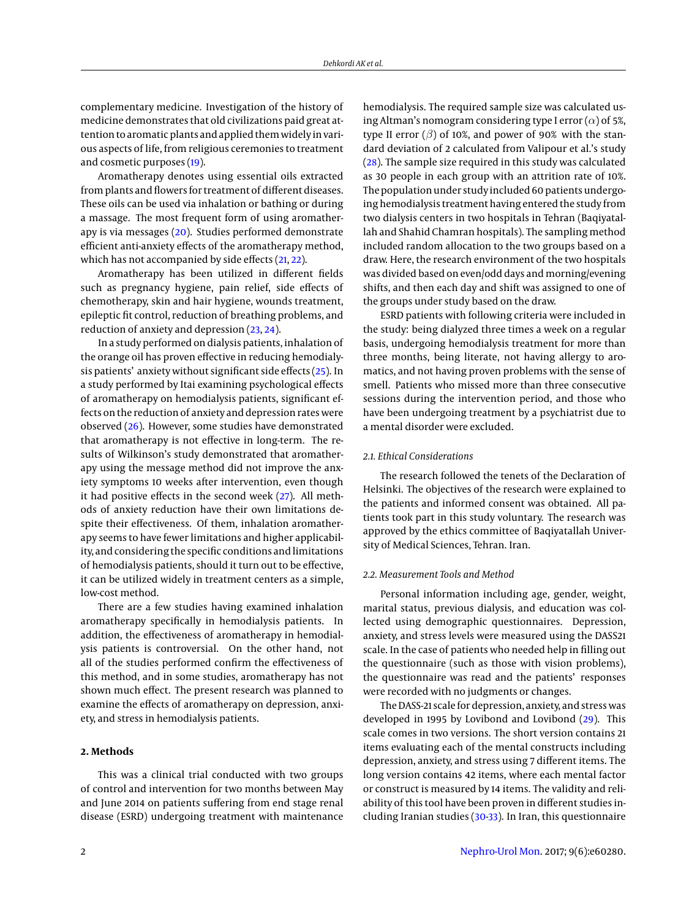complementary medicine. Investigation of the history of medicine demonstrates that old civilizations paid great attention to aromatic plants and applied them widely in various aspects of life, from religious ceremonies to treatment and cosmetic purposes (19).

Aromatherapy denotes using essential oils extracted from plants and flowers for treatment of different diseases. These oils can be used via inhalation or bathing or during a massage. The most frequent form of using aromatherapy is via messages (20). Studies performed demonstrate efficient anti-anxiety effects of the aromatherapy method, which has not accompanied by side effects (21, 22).

Aromatherapy has been utilized in different fields such as pregnancy hygiene, pain relief, side effects of chemotherapy, skin and hair hygiene, wounds treatment, epileptic fit control, reduction of breathing problems, and reduction of anxiety and depression (23, 24).

In a study performed on dialysis patients, inhalation of the orange oil has proven effective in reducing hemodialysis patients' anxiety without significant side effects (25). In a study performed by Itai examining psychological effects of aromatherapy on hemodialysis patients, significant effects on the reduction of anxiety and depression rates were observed (26). However, some studies have demonstrated that aromatherapy is not effective in long-term. The results of Wilkinson's study demonstrated that aromatherapy using the message method did not improve the anxiety symptoms 10 weeks after intervention, even though it had positive effects in the second week (27). All methods of anxiety reduction have their own limitations despite their effectiveness. Of them, inhalation aromatherapy seems to have fewer limitations and higher applicability, and considering the specific conditions and limitations of hemodialysis patients, should it turn out to be effective, it can be utilized widely in treatment centers as a simple, low-cost method.

There are a few studies having examined inhalation aromatherapy specifically in hemodialysis patients. In addition, the effectiveness of aromatherapy in hemodialysis patients is controversial. On the other hand, not all of the studies performed confirm the effectiveness of this method, and in some studies, aromatherapy has not shown much effect. The present research was planned to examine the effects of aromatherapy on depression, anxiety, and stress in hemodialysis patients.

## 2. Methods

This was a clinical trial conducted with two groups of control and intervention for two months between May and June 2014 on patients suffering from end stage renal disease (ESRD) undergoing treatment with maintenance hemodialysis. The required sample size was calculated using Altman's nomogram considering type I error ($\alpha$) of 5%, type II error ($\beta$) of 10%, and power of 90% with the standard deviation of 2 calculated from Valipour et al.'s study (28). The sample size required in this study was calculated as 30 people in each group with an attrition rate of 10%. The population under study included 60 patients undergoing hemodialysis treatment having entered the study from two dialysis centers in two hospitals in Tehran (Baqiyatallah and Shahid Chamran hospitals). The sampling method included random allocation to the two groups based on a draw. Here, the research environment of the two hospitals was divided based on even/odd days and morning/evening shifts, and then each day and shift was assigned to one of the groups under study based on the draw.

ESRD patients with following criteria were included in the study: being dialyzed three times a week on a regular basis, undergoing hemodialysis treatment for more than three months, being literate, not having allergy to aromatics, and not having proven problems with the sense of smell. Patients who missed more than three consecutive sessions during the intervention period, and those who have been undergoing treatment by a psychiatrist due to a mental disorder were excluded.

### 2.1. Ethical Considerations

The research followed the tenets of the Declaration of Helsinki. The objectives of the research were explained to the patients and informed consent was obtained. All patients took part in this study voluntary. The research was approved by the ethics committee of Baqiyatallah University of Medical Sciences, Tehran. Iran.

### 2.2. Measurement Tools and Method

Personal information including age, gender, weight, marital status, previous dialysis, and education was collected using demographic questionnaires. Depression, anxiety, and stress levels were measured using the DASS21 scale. In the case of patients who needed help in filling out the questionnaire (such as those with vision problems), the questionnaire was read and the patients' responses were recorded with no judgments or changes.

The DASS-21 scale for depression, anxiety, and stress was developed in 1995 by Lovibond and Lovibond (29). This scale comes in two versions. The short version contains 21 items evaluating each of the mental constructs including depression, anxiety, and stress using 7 different items. The long version contains 42 items, where each mental factor or construct is measured by 14 items. The validity and reliability of this tool have been proven in different studies including Iranian studies (30-33). In Iran, this questionnaire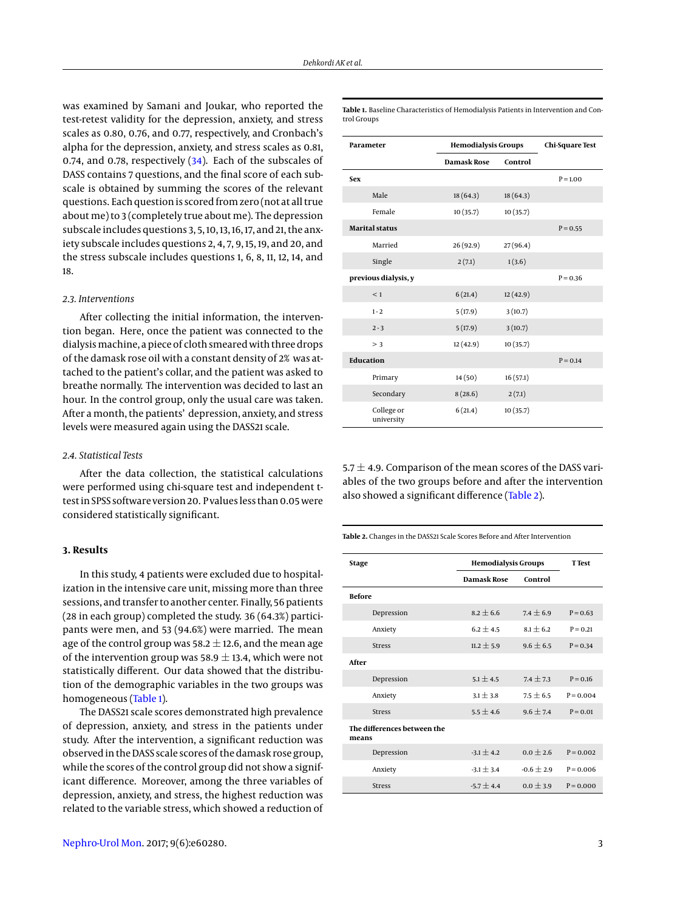was examined by Samani and Joukar, who reported the test-retest validity for the depression, anxiety, and stress scales as 0.80, 0.76, and 0.77, respectively, and Cronbach's alpha for the depression, anxiety, and stress scales as 0.81, 0.74, and 0.78, respectively (34). Each of the subscales of DASS contains 7 questions, and the final score of each subscale is obtained by summing the scores of the relevant questions. Each question is scored from zero (not at all true about me) to 3 (completely true about me). The depression subscale includes questions 3, 5, 10, 13, 16, 17, and 21, the anxiety subscale includes questions 2, 4, 7, 9, 15, 19, and 20, and the stress subscale includes questions 1, 6, 8, 11, 12, 14, and 18.

### 2.3. Interventions

After collecting the initial information, the intervention began. Here, once the patient was connected to the dialysis machine, a piece of cloth smeared with three drops of the damask rose oil with a constant density of 2% was attached to the patient's collar, and the patient was asked to breathe normally. The intervention was decided to last an hour. In the control group, only the usual care was taken. After a month, the patients' depression, anxiety, and stress levels were measured again using the DASS21 scale.

### 2.4. Statistical Tests

After the data collection, the statistical calculations were performed using chi-square test and independent t-test in SPSS software version 20. P values less than 0.05 were considered statistically significant.

## 3. Results

In this study, 4 patients were excluded due to hospitalization in the intensive care unit, missing more than three sessions, and transfer to another center. Finally, 56 patients (28 in each group) completed the study. 36 (64.3%) participants were men, and 53 (94.6%) were married. The mean age of the control group was 58.2 ± 12.6, and the mean age of the intervention group was 58.9 ± 13.4, which were not statistically different. Our data showed that the distribution of the demographic variables in the two groups was homogeneous (Table 1).

The DASS21 scale scores demonstrated high prevalence of depression, anxiety, and stress in the patients under study. After the intervention, a significant reduction was observed in the DASS scale scores of the damask rose group, while the scores of the control group did not show a significant difference. Moreover, among the three variables of depression, anxiety, and stress, the highest reduction was related to the variable stress, which showed a reduction of 5.7 ± 4.9. Comparison of the mean scores of the DASS variables of the two groups before and after the intervention also showed a significant difference (Table 2).

**Table 1.** Baseline Characteristics of Hemodialysis Patients in Intervention and Control Groups

| Parameter | Hemodialysis Groups | | Chi-Square Test |
|---|---|---|---|
| | Damask Rose | Control | |
| **Sex** | | | P = 1.00 |
| Male | 18 (64.3) | 18 (64.3) | |
| Female | 10 (35.7) | 10 (35.7) | |
| **Marital status** | | | P = 0.55 |
| Married | 26 (92.9) | 27 (96.4) | |
| Single | 2 (7.1) | 1 (3.6) | |
| **previous dialysis, y** | | | P = 0.36 |
| < 1 | 6 (21.4) | 12 (42.9) | |
| 1 - 2 | 5 (17.9) | 3 (10.7) | |
| 2 - 3 | 5 (17.9) | 3 (10.7) | |
| > 3 | 12 (42.9) | 10 (35.7) | |
| **Education** | | | P = 0.14 |
| Primary | 14 (50) | 16 (57.1) | |
| Secondary | 8 (28.6) | 2 (7.1) | |
| College or university | 6 (21.4) | 10 (35.7) | |

**Table 2.** Changes in the DASS21 Scale Scores Before and After Intervention

| Stage | Hemodialysis Groups | | T Test |
|---|---|---|---|
| | Damask Rose | Control | |
| **Before** | | | |
| Depression | 8.2 ± 6.6 | 7.4 ± 6.9 | P = 0.63 |
| Anxiety | 6.2 ± 4.5 | 8.1 ± 6.2 | P = 0.21 |
| Stress | 11.2 ± 5.9 | 9.6 ± 6.5 | P = 0.34 |
| **After** | | | |
| Depression | 5.1 ± 4.5 | 7.4 ± 7.3 | P = 0.16 |
| Anxiety | 3.1 ± 3.8 | 7.5 ± 6.5 | P = 0.004 |
| Stress | 5.5 ± 4.6 | 9.6 ± 7.4 | P = 0.01 |
| **The differences between the means** | | | |
| Depression | -3.1 ± 4.2 | 0.0 ± 2.6 | P = 0.002 |
| Anxiety | -3.1 ± 3.4 | -0.6 ± 2.9 | P = 0.006 |
| Stress | -5.7 ± 4.4 | 0.0 ± 3.9 | P = 0.000 |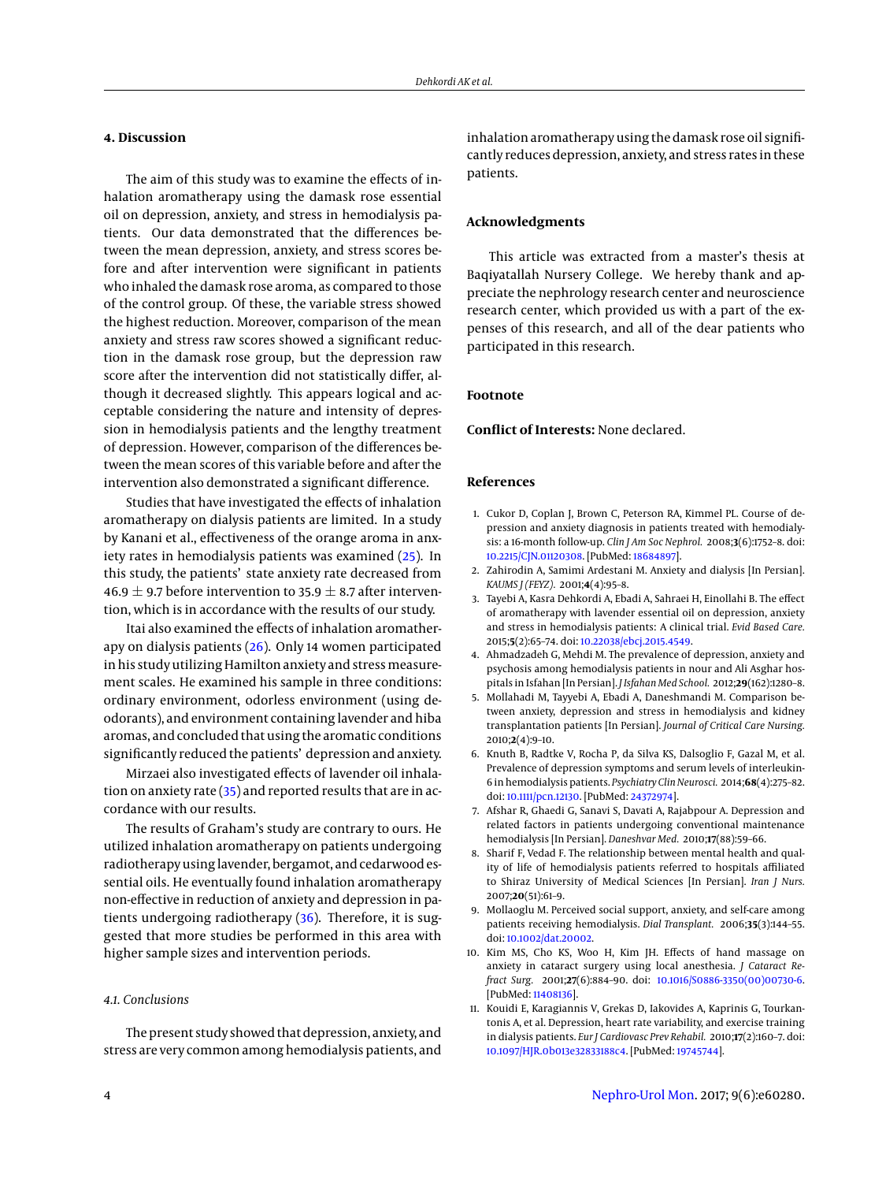## 4. Discussion

The aim of this study was to examine the effects of inhalation aromatherapy using the damask rose essential oil on depression, anxiety, and stress in hemodialysis patients. Our data demonstrated that the differences between the mean depression, anxiety, and stress scores before and after intervention were significant in patients who inhaled the damask rose aroma, as compared to those of the control group. Of these, the variable stress showed the highest reduction. Moreover, comparison of the mean anxiety and stress raw scores showed a significant reduction in the damask rose group, but the depression raw score after the intervention did not statistically differ, although it decreased slightly. This appears logical and acceptable considering the nature and intensity of depression in hemodialysis patients and the lengthy treatment of depression. However, comparison of the differences between the mean scores of this variable before and after the intervention also demonstrated a significant difference.

Studies that have investigated the effects of inhalation aromatherapy on dialysis patients are limited. In a study by Kanani et al., effectiveness of the orange aroma in anxiety rates in hemodialysis patients was examined (25). In this study, the patients' state anxiety rate decreased from $46.9 \pm 9.7$ before intervention to $35.9 \pm 8.7$ after intervention, which is in accordance with the results of our study.

Itai also examined the effects of inhalation aromatherapy on dialysis patients (26). Only 14 women participated in his study utilizing Hamilton anxiety and stress measurement scales. He examined his sample in three conditions: ordinary environment, odorless environment (using deodorants), and environment containing lavender and hiba aromas, and concluded that using the aromatic conditions significantly reduced the patients' depression and anxiety.

Mirzaei also investigated effects of lavender oil inhalation on anxiety rate (35) and reported results that are in accordance with our results.

The results of Graham's study are contrary to ours. He utilized inhalation aromatherapy on patients undergoing radiotherapy using lavender, bergamot, and cedarwood essential oils. He eventually found inhalation aromatherapy non-effective in reduction of anxiety and depression in patients undergoing radiotherapy (36). Therefore, it is suggested that more studies be performed in this area with higher sample sizes and intervention periods.

### 4.1. Conclusions

The present study showed that depression, anxiety, and stress are very common among hemodialysis patients, and inhalation aromatherapy using the damask rose oil significantly reduces depression, anxiety, and stress rates in these patients.

## Acknowledgments

This article was extracted from a master's thesis at Baqiyatallah Nursery College. We hereby thank and appreciate the nephrology research center and neuroscience research center, which provided us with a part of the expenses of this research, and all of the dear patients who participated in this research.

## Footnote

**Conflict of Interests:** None declared.

## References

1. Cukor D, Coplan J, Brown C, Peterson RA, Kimmel PL. Course of depression and anxiety diagnosis in patients treated with hemodialysis: a 16-month follow-up. *Clin J Am Soc Nephrol.* 2008;**3**(6):1752–8. doi: 10.2215/CJN.01120308. [PubMed: 18684897].
2. Zahirodin A, Samimi Ardestani M. Anxiety and dialysis [In Persian]. *KAUMS J (FEYZ).* 2001;**4**(4):95–8.
3. Tayebi A, Kasra Dehkordi A, Ebadi A, Sahraei H, Einollahi B. The effect of aromatherapy with lavender essential oil on depression, anxiety and stress in hemodialysis patients: A clinical trial. *Evid Based Care.* 2015;**5**(2):65–74. doi: 10.22038/ebcj.2015.4549.
4. Ahmadzadeh G, Mehdi M. The prevalence of depression, anxiety and psychosis among hemodialysis patients in nour and Ali Asghar hospitals in Isfahan [In Persian]. *J Isfahan Med School.* 2012;**29**(162):1280–8.
5. Mollahadi M, Tayyebi A, Ebadi A, Daneshmandi M. Comparison between anxiety, depression and stress in hemodialysis and kidney transplantation patients [In Persian]. *Journal of Critical Care Nursing.* 2010;**2**(4):9–10.
6. Knuth B, Radtke V, Rocha P, da Silva KS, Dalsoglio F, Gazal M, et al. Prevalence of depression symptoms and serum levels of interleukin-6 in hemodialysis patients. *Psychiatry Clin Neurosci.* 2014;**68**(4):275–82. doi: 10.1111/pcn.12130. [PubMed: 24372974].
7. Afshar R, Ghaedi G, Sanavi S, Davati A, Rajabpour A. Depression and related factors in patients undergoing continuous maintenance hemodialysis [In Persian]. *Daneshvar Med.* 2010;**17**(88):59–66.
8. Sharif F, Vedad F. The relationship between mental health and quality of life of hemodialysis patients referred to hospitals affiliated to Shiraz University of Medical Sciences [In Persian]. *Iran J Nurs.* 2007;**20**(51):61–9.
9. Mollaoglu M. Perceived social support, anxiety, and self-care among patients receiving hemodialysis. *Dial Transplant.* 2006;**35**(3):144–55. doi: 10.1002/dat.20002.
10. Kim MS, Cho KS, Woo H, Kim JH. Effects of hand massage on anxiety in cataract surgery using local anesthesia. *J Cataract Refract Surg.* 2001;**27**(6):884–90. doi: 10.1016/S0886-3350(00)00730-6. [PubMed: 11408136].
11. Kouidi E, Karagiannis V, Grekas D, Iakovides A, Kaprinis G, Tourkantonis A, et al. Depression, heart rate variability, and exercise training in dialysis patients. *Eur J Cardiovasc Prev Rehabil.* 2010;**17**(2):160–7. doi: 10.1097/HJR.0b013e32833188c4. [PubMed: 19745744].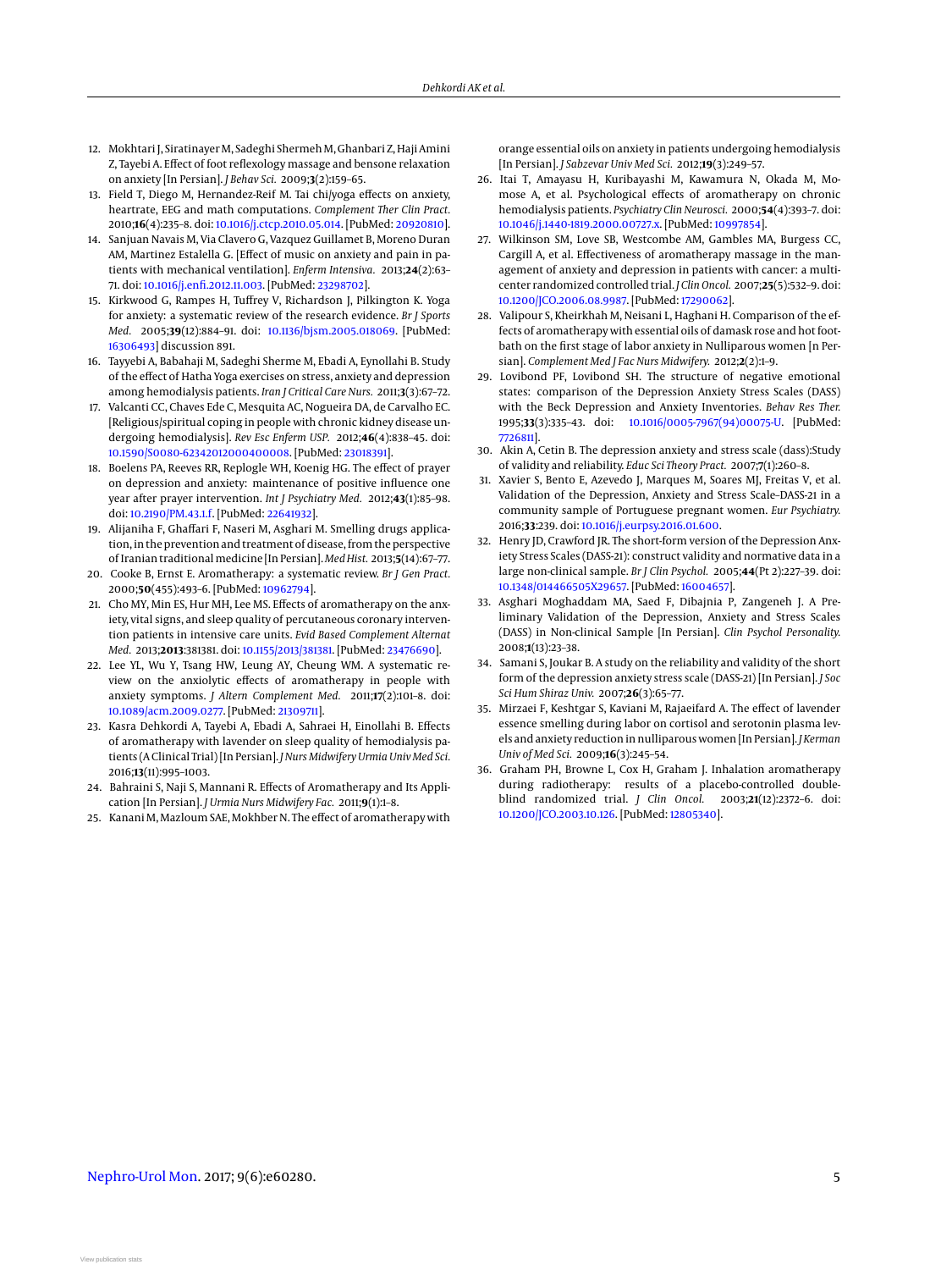12. Mokhtari J, Siratinayer M, Sadeghi Shermeh M, Ghanbari Z, Haji Amini Z, Tayebi A. Effect of foot reflexology massage and bensone relaxation on anxiety [In Persian]. *J Behav Sci.* 2009;**3**(2):159–65.
13. Field T, Diego M, Hernandez-Reif M. Tai chi/yoga effects on anxiety, heartrate, EEG and math computations. *Complement Ther Clin Pract.* 2010;**16**(4):235–8. doi: 10.1016/j.ctcp.2010.05.014. [PubMed: 20920810].
14. Sanjuan Navais M, Via Clavero G, Vazquez Guillamet B, Moreno Duran AM, Martinez Estalella G. [Effect of music on anxiety and pain in patients with mechanical ventilation]. *Enferm Intensiva.* 2013;**24**(2):63–71. doi: 10.1016/j.enfi.2012.11.003. [PubMed: 23298702].
15. Kirkwood G, Rampes H, Tuffrey V, Richardson J, Pilkington K. Yoga for anxiety: a systematic review of the research evidence. *Br J Sports Med.* 2005;**39**(12):884–91. doi: 10.1136/bjsm.2005.018069. [PubMed: 16306493] discussion 891.
16. Tayyebi A, Babahaji M, Sadeghi Sherme M, Ebadi A, Eynollahi B. Study of the effect of Hatha Yoga exercises on stress, anxiety and depression among hemodialysis patients. *Iran J Critical Care Nurs.* 2011;**3**(3):67–72.
17. Valcanti CC, Chaves Ede C, Mesquita AC, Nogueira DA, de Carvalho EC. [Religious/spiritual coping in people with chronic kidney disease undergoing hemodialysis]. *Rev Esc Enferm USP.* 2012;**46**(4):838–45. doi: 10.1590/S0080-62342012000400008. [PubMed: 23018391].
18. Boelens PA, Reeves RR, Replogle WH, Koenig HG. The effect of prayer on depression and anxiety: maintenance of positive influence one year after prayer intervention. *Int J Psychiatry Med.* 2012;**43**(1):85–98. doi: 10.2190/PM.43.1.f. [PubMed: 22641932].
19. Alijaniha F, Ghaffari F, Naseri M, Asghari M. Smelling drugs application, in the prevention and treatment of disease, from the perspective of Iranian traditional medicine [In Persian]. *Med Hist.* 2013;**5**(14):67–77.
20. Cooke B, Ernst E. Aromatherapy: a systematic review. *Br J Gen Pract.* 2000;**50**(455):493–6. [PubMed: 10962794].
21. Cho MY, Min ES, Hur MH, Lee MS. Effects of aromatherapy on the anxiety, vital signs, and sleep quality of percutaneous coronary intervention patients in intensive care units. *Evid Based Complement Alternat Med.* 2013;**2013**:381381. doi: 10.1155/2013/381381. [PubMed: 23476690].
22. Lee YL, Wu Y, Tsang HW, Leung AY, Cheung WM. A systematic review on the anxiolytic effects of aromatherapy in people with anxiety symptoms. *J Altern Complement Med.* 2011;**17**(2):101–8. doi: 10.1089/acm.2009.0277. [PubMed: 21309711].
23. Kasra Dehkordi A, Tayebi A, Ebadi A, Sahraei H, Einollahi B. Effects of aromatherapy with lavender on sleep quality of hemodialysis patients (A Clinical Trial) [In Persian]. *J Nurs Midwifery Urmia Univ Med Sci.* 2016;**13**(11):995–1003.
24. Bahraini S, Naji S, Mannani R. Effects of Aromatherapy and Its Application [In Persian]. *J Urmia Nurs Midwifery Fac.* 2011;**9**(1):1–8.
25. Kanani M, Mazloum SAE, Mokhber N. The effect of aromatherapy with orange essential oils on anxiety in patients undergoing hemodialysis [In Persian]. *J Sabzevar Univ Med Sci.* 2012;**19**(3):249–57.
26. Itai T, Amayasu H, Kuribayashi M, Kawamura N, Okada M, Momose A, et al. Psychological effects of aromatherapy on chronic hemodialysis patients. *Psychiatry Clin Neurosci.* 2000;**54**(4):393–7. doi: 10.1046/j.1440-1819.2000.00727.x. [PubMed: 10997854].
27. Wilkinson SM, Love SB, Westcombe AM, Gambles MA, Burgess CC, Cargill A, et al. Effectiveness of aromatherapy massage in the management of anxiety and depression in patients with cancer: a multicenter randomized controlled trial. *J Clin Oncol.* 2007;**25**(5):532–9. doi: 10.1200/JCO.2006.08.9987. [PubMed: 17290062].
28. Valipour S, Kheirkhah M, Neisani L, Haghani H. Comparison of the effects of aromatherapy with essential oils of damask rose and hot footbath on the first stage of labor anxiety in Nulliparous women [n Persian]. *Complement Med J Fac Nurs Midwifery.* 2012;**2**(2):1–9.
29. Lovibond PF, Lovibond SH. The structure of negative emotional states: comparison of the Depression Anxiety Stress Scales (DASS) with the Beck Depression and Anxiety Inventories. *Behav Res Ther.* 1995;**33**(3):335–43. doi: 10.1016/0005-7967(94)00075-U. [PubMed: 7726811].
30. Akin A, Cetin B. The depression anxiety and stress scale (dass):Study of validity and reliability. *Educ Sci Theory Pract.* 2007;**7**(1):260–8.
31. Xavier S, Bento E, Azevedo J, Marques MJ, Soares MJ, Freitas V, et al. Validation of the Depression, Anxiety and Stress Scale–DASS-21 in a community sample of Portuguese pregnant women. *Eur Psychiatry.* 2016;**33**:239. doi: 10.1016/j.eurpsy.2016.01.600.
32. Henry JD, Crawford JR. The short-form version of the Depression Anxiety Stress Scales (DASS-21): construct validity and normative data in a large non-clinical sample. *Br J Clin Psychol.* 2005;**44**(Pt 2):227–39. doi: 10.1348/014466505X29657. [PubMed: 16004657].
33. Asghari Moghaddam MA, Saed F, Dibajnia P, Zangeneh J. A Preliminary Validation of the Depression, Anxiety and Stress Scales (DASS) in Non-clinical Sample [In Persian]. *Clin Psychol Personality.* 2008;**1**(13):23–38.
34. Samani S, Joukar B. A study on the reliability and validity of the short form of the depression anxiety stress scale (DASS-21) [In Persian]. *J Soc Sci Hum Shiraz Univ.* 2007;**26**(3):65–77.
35. Mirzaei F, Keshtgar S, Kaviani M, Rajaeifard A. The effect of lavender essence smelling during labor on cortisol and serotonin plasma levels and anxiety reduction in nulliparous women [In Persian]. *J Kerman Univ of Med Sci.* 2009;**16**(3):245–54.
36. Graham PH, Browne L, Cox H, Graham J. Inhalation aromatherapy during radiotherapy: results of a placebo-controlled double-blind randomized trial. *J Clin Oncol.* 2003;**21**(12):2372–6. doi: 10.1200/JCO.2003.10.126. [PubMed: 12805340].